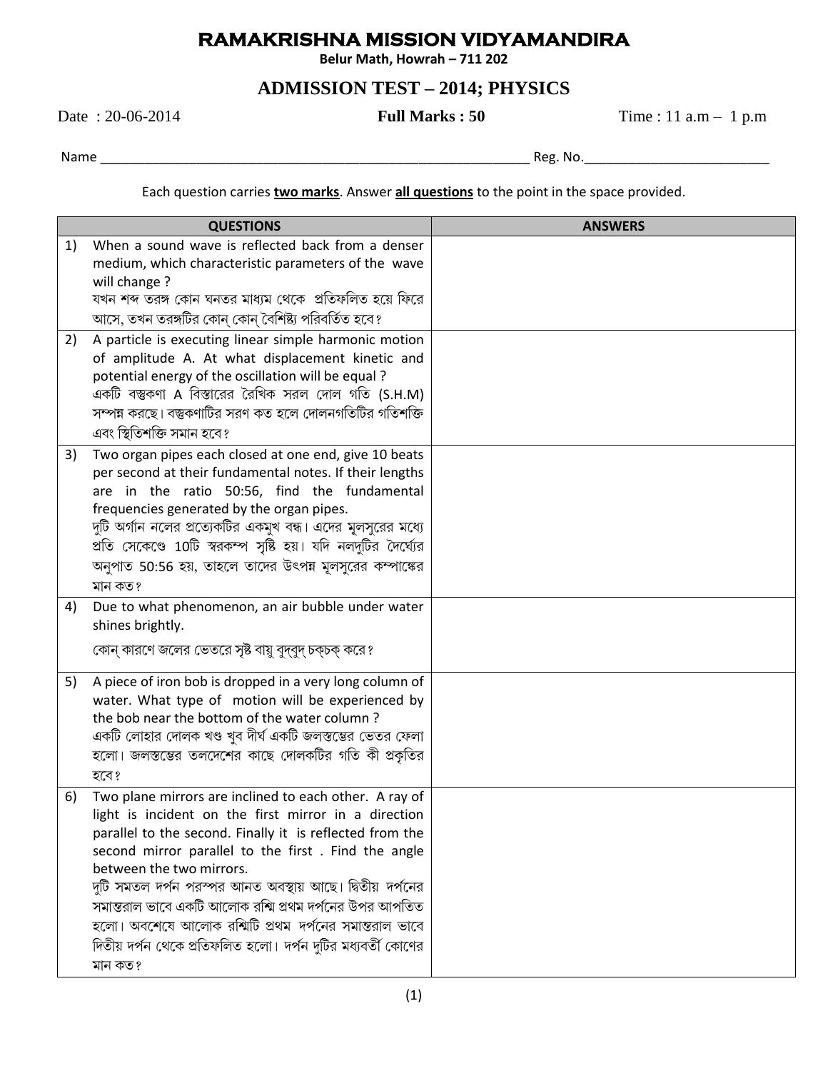# RAMAKRISHNA MISSION VIDYAMANDIRA

**Belur Math, Howrah – 711 202**

## ADMISSION TEST – 2014; PHYSICS

Date : 20-06-2014 **Full Marks : 50** Time : 11 a.m – 1 p.m

Name ____________________________________________________________ Reg. No.__________________________

Each question carries **two marks**. Answer **all questions** to the point in the space provided.

| | QUESTIONS | ANSWERS |
|---|---|---|
| 1) | When a sound wave is reflected back from a denser medium, which characteristic parameters of the wave will change ?<br>যখন শব্দ তরঙ্গ কোন ঘনতর মাধ্যম থেকে প্রতিফলিত হয়ে ফিরে আসে, তখন তরঙ্গটির কোন্ কোন্ বৈশিষ্ট্য পরিবর্তিত হবে? | |
| 2) | A particle is executing linear simple harmonic motion of amplitude A. At what displacement kinetic and potential energy of the oscillation will be equal ?<br>একটি বস্তুকণা A বিস্তারের রৈখিক সরল দোল গতি (S.H.M) সম্পন্ন করছে। বস্তুকণাটির সরণ কত হলে দোলনগতিটির গতিশক্তি এবং স্থিতিশক্তি সমান হবে? | |
| 3) | Two organ pipes each closed at one end, give 10 beats per second at their fundamental notes. If their lengths are in the ratio 50:56, find the fundamental frequencies generated by the organ pipes.<br>দুটি অর্গান নলের প্রত্যেকটির একমুখ বন্ধ। এদের মূলসুরের মধ্যে প্রতি সেকেণ্ডে 10টি স্বরকম্প সৃষ্টি হয়। যদি নলদুটির দৈর্ঘ্যের অনুপাত 50:56 হয়, তাহলে তাদের উৎপন্ন মূলসুরের কম্পাঙ্কের মান কত? | |
| 4) | Due to what phenomenon, an air bubble under water shines brightly.<br>কোন্ কারণে জলের ভেতরে সৃষ্ট বায়ু বুদ্‌বুদ্ চক্‌চক্ করে? | |
| 5) | A piece of iron bob is dropped in a very long column of water. What type of motion will be experienced by the bob near the bottom of the water column ?<br>একটি লোহার দোলক খণ্ড খুব দীর্ঘ একটি জলস্তম্ভের ভেতর ফেলা হলো। জলস্তম্ভের তলদেশের কাছে দোলকটির গতি কী প্রকৃতির হবে? | |
| 6) | Two plane mirrors are inclined to each other. A ray of light is incident on the first mirror in a direction parallel to the second. Finally it is reflected from the second mirror parallel to the first . Find the angle between the two mirrors.<br>দুটি সমতল দর্পন পরস্পর আনত অবস্থায় আছে। দ্বিতীয় দর্পনের সমান্তরাল ভাবে একটি আলোক রশ্মি প্রথম দর্পনের উপর আপতিত হলো। অবশেষে আলোক রশ্মিটি প্রথম দর্পনের সমান্তরাল ভাবে দিতীয় দর্পন থেকে প্রতিফলিত হলো। দর্পন দুটির মধ্যবর্তী কোণের মান কত? | |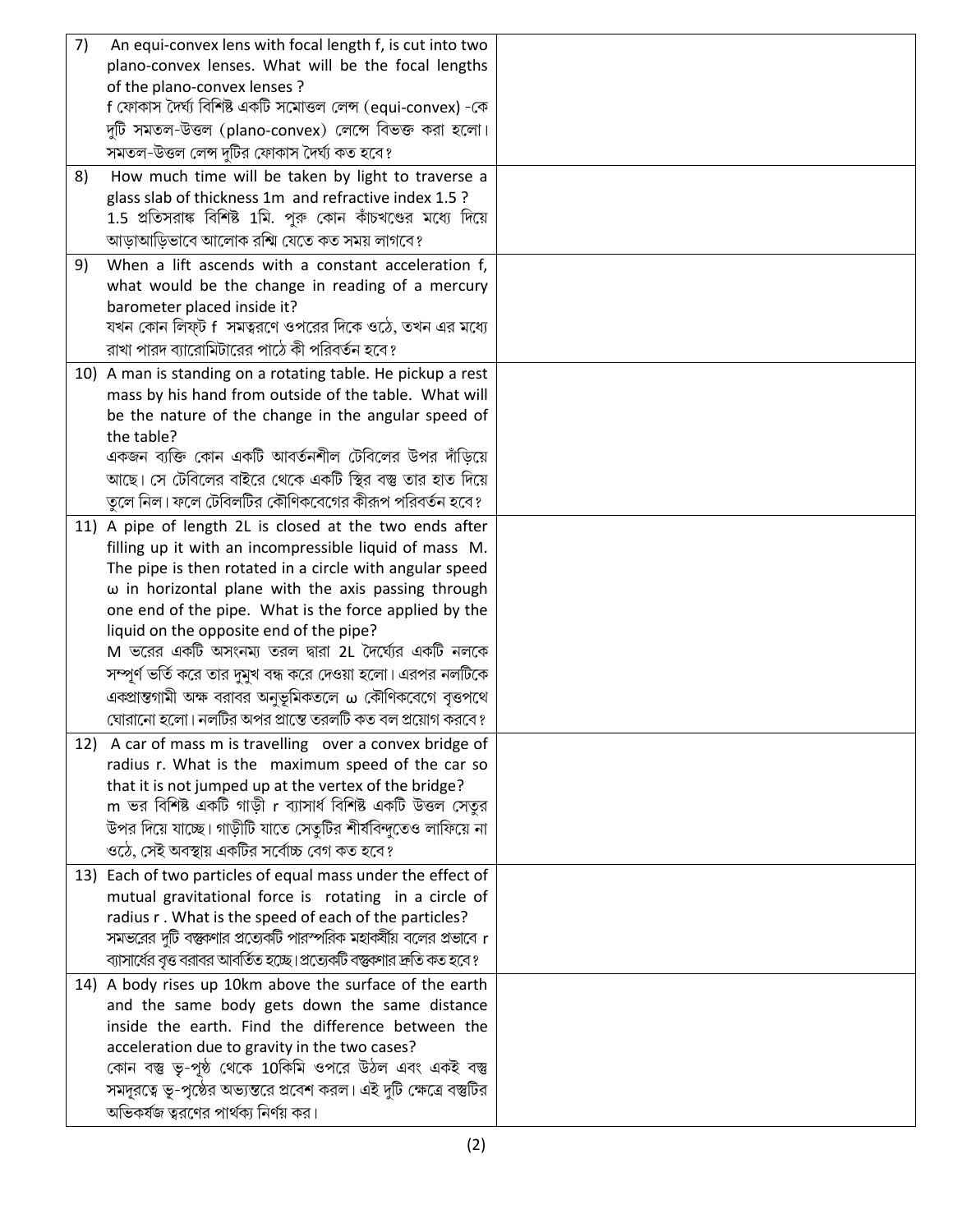| | |
|---|---|
| 7) An equi-convex lens with focal length f, is cut into two plano-convex lenses. What will be the focal lengths of the plano-convex lenses ?<br>f ফোকাস দৈর্ঘ্য বিশিষ্ট একটি সমোত্তল লেন্স (equi-convex) -কে দুটি সমতল-উত্তল (plano-convex) লেন্সে বিভক্ত করা হলো। সমতল-উত্তল লেন্স দুটির ফোকাস দৈর্ঘ্য কত হবে? | |
| 8) How much time will be taken by light to traverse a glass slab of thickness 1m and refractive index 1.5 ?<br>1.5 প্রতিসরাঙ্ক বিশিষ্ট 1মি. পুরু কোন কাঁচখণ্ডের মধ্যে দিয়ে আড়াআড়িভাবে আলোক রশ্মি যেতে কত সময় লাগবে? | |
| 9) When a lift ascends with a constant acceleration f, what would be the change in reading of a mercury barometer placed inside it?<br>যখন কোন লিফ্‌ট f সমত্বরণে ওপরের দিকে ওঠে, তখন এর মধ্যে রাখা পারদ ব্যারোমিটারের পাঠে কী পরিবর্তন হবে? | |
| 10) A man is standing on a rotating table. He pickup a rest mass by his hand from outside of the table. What will be the nature of the change in the angular speed of the table?<br>একজন ব্যক্তি কোন একটি আবর্তনশীল টেবিলের উপর দাঁড়িয়ে আছে। সে টেবিলের বাইরে থেকে একটি স্থির বস্তু তার হাত দিয়ে তুলে নিল। ফলে টেবিলটির কৌণিকবেগের কীরূপ পরিবর্তন হবে? | |
| 11) A pipe of length 2L is closed at the two ends after filling up it with an incompressible liquid of mass M. The pipe is then rotated in a circle with angular speed ω in horizontal plane with the axis passing through one end of the pipe. What is the force applied by the liquid on the opposite end of the pipe?<br>M ভরের একটি অসংনম্য তরল দ্বারা 2L দৈর্ঘ্যের একটি নলকে সম্পূর্ণ ভর্তি করে তার দুমুখ বন্ধ করে দেওয়া হলো। এরপর নলটিকে একপ্রান্তগামী অক্ষ বরাবর অনুভূমিকতলে ω কৌণিকবেগে বৃত্তপথে ঘোরানো হলো। নলটির অপর প্রান্তে তরলটি কত বল প্রয়োগ করবে? | |
| 12) A car of mass m is travelling over a convex bridge of radius r. What is the maximum speed of the car so that it is not jumped up at the vertex of the bridge?<br>m ভর বিশিষ্ট একটি গাড়ী r ব্যাসার্ধ বিশিষ্ট একটি উত্তল সেতুর উপর দিয়ে যাচ্ছে। গাড়ীটি যাতে সেতুটির শীর্ষবিন্দুতেও লাফিয়ে না ওঠে, সেই অবস্থায় একটির সর্বোচ্চ বেগ কত হবে? | |
| 13) Each of two particles of equal mass under the effect of mutual gravitational force is rotating in a circle of radius r . What is the speed of each of the particles?<br>সমভরের দুটি বস্তুকণার প্রত্যেকটি পারস্পরিক মহাকর্ষীয় বলের প্রভাবে r ব্যাসার্ধের বৃত্ত বরাবর আবর্তিত হচ্ছে। প্রত্যেকটি বস্তুকণার দ্রুতি কত হবে? | |
| 14) A body rises up 10km above the surface of the earth and the same body gets down the same distance inside the earth. Find the difference between the acceleration due to gravity in the two cases?<br>কোন বস্তু ভূ-পৃষ্ঠ থেকে 10কিমি ওপরে উঠল এবং একই বস্তু সমদূরত্বে ভূ-পৃষ্ঠের অভ্যন্তরে প্রবেশ করল। এই দুটি ক্ষেত্রে বস্তুটির অভিকর্ষজ ত্বরণের পার্থক্য নির্ণয় কর। | |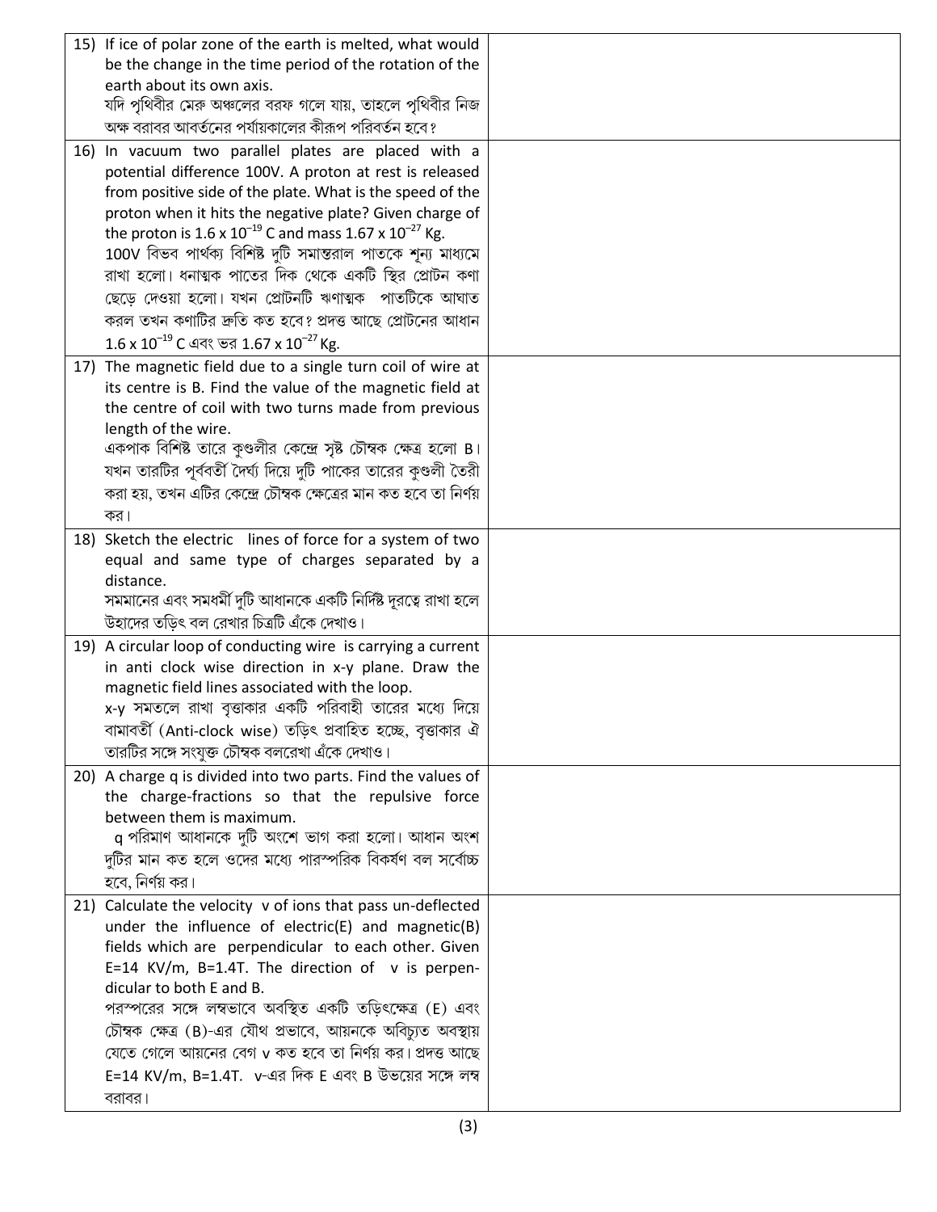| | |
|---|---|
| 15) If ice of polar zone of the earth is melted, what would be the change in the time period of the rotation of the earth about its own axis.<br>যদি পৃথিবীর মেরু অঞ্চলের বরফ গলে যায়, তাহলে পৃথিবীর নিজ অক্ষ বরাবর আবর্তনের পর্যায়কালের কীরূপ পরিবর্তন হবে? | |
| 16) In vacuum two parallel plates are placed with a potential difference 100V. A proton at rest is released from positive side of the plate. What is the speed of the proton when it hits the negative plate? Given charge of the proton is $1.6 \times 10^{-19}$ C and mass $1.67 \times 10^{-27}$ Kg.<br>100V বিভব পার্থক্য বিশিষ্ট দুটি সমান্তরাল পাতকে শূন্য মাধ্যমে রাখা হলো। ধনাত্মক পাতের দিক থেকে একটি স্থির প্রোটন কণা ছেড়ে দেওয়া হলো। যখন প্রোটনটি ঋণাত্মক পাতটিকে আঘাত করল তখন কণাটির দ্রুতি কত হবে? প্রদত্ত আছে প্রোটনের আধান $1.6 \times 10^{-19}$ C এবং ভর $1.67 \times 10^{-27}$ Kg. | |
| 17) The magnetic field due to a single turn coil of wire at its centre is B. Find the value of the magnetic field at the centre of coil with two turns made from previous length of the wire.<br>একপাক বিশিষ্ট তারে কুণ্ডলীর কেন্দ্রে সৃষ্ট চৌম্বক ক্ষেত্র হলো B। যখন তারটির পূর্ববর্তী দৈর্ঘ্য দিয়ে দুটি পাকের তারের কুণ্ডলী তৈরী করা হয়, তখন এটির কেন্দ্রে চৌম্বক ক্ষেত্রের মান কত হবে তা নির্ণয় কর। | |
| 18) Sketch the electric lines of force for a system of two equal and same type of charges separated by a distance.<br>সমমানের এবং সমধর্মী দুটি আধানকে একটি নির্দিষ্ট দূরত্বে রাখা হলে উহাদের তড়িৎ বল রেখার চিত্রটি এঁকে দেখাও। | |
| 19) A circular loop of conducting wire is carrying a current in anti clock wise direction in x-y plane. Draw the magnetic field lines associated with the loop.<br>x-y সমতলে রাখা বৃত্তাকার একটি পরিবাহী তারের মধ্যে দিয়ে বামাবর্তী (Anti-clock wise) তড়িৎ প্রবাহিত হচ্ছে, বৃত্তাকার ঐ তারটির সঙ্গে সংযুক্ত চৌম্বক বলরেখা এঁকে দেখাও। | |
| 20) A charge q is divided into two parts. Find the values of the charge-fractions so that the repulsive force between them is maximum.<br>q পরিমাণ আধানকে দুটি অংশে ভাগ করা হলো। আধান অংশ দুটির মান কত হলে ওদের মধ্যে পারস্পরিক বিকর্ষণ বল সর্বোচ্চ হবে, নির্ণয় কর। | |
| 21) Calculate the velocity v of ions that pass un-deflected under the influence of electric(E) and magnetic(B) fields which are perpendicular to each other. Given E=14 KV/m, B=1.4T. The direction of v is perpendicular to both E and B.<br>পরস্পরের সঙ্গে লম্বভাবে অবস্থিত একটি তড়িৎক্ষেত্র (E) এবং চৌম্বক ক্ষেত্র (B)-এর যৌথ প্রভাবে, আয়নকে অবিচ্যুত অবস্থায় যেতে গেলে আয়নের বেগ v কত হবে তা নির্ণয় কর। প্রদত্ত আছে E=14 KV/m, B=1.4T. v-এর দিক E এবং B উভয়ের সঙ্গে লম্ব বরাবর। | |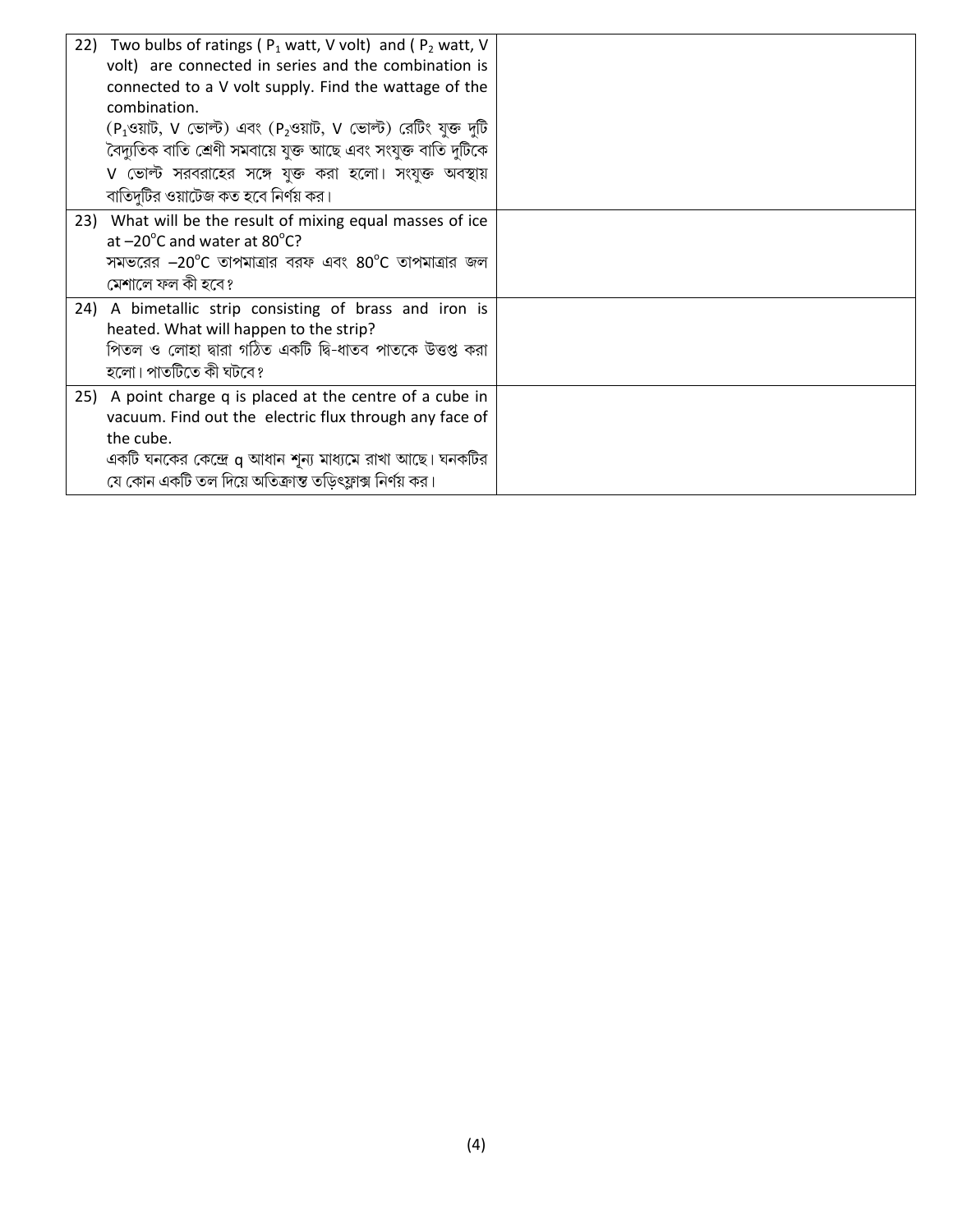| | |
|---|---|
| 22) Two bulbs of ratings ( $P_1$ watt, V volt) and ( $P_2$ watt, V volt) are connected in series and the combination is connected to a V volt supply. Find the wattage of the combination.<br>($P_1$ওয়াট, V ভোল্ট) এবং ($P_2$ওয়াট, V ভোল্ট) রেটিং যুক্ত দুটি বৈদ্যুতিক বাতি শ্রেণী সমবায়ে যুক্ত আছে এবং সংযুক্ত বাতি দুটিকে V ভোল্ট সরবরাহের সঙ্গে যুক্ত করা হলো। সংযুক্ত অবস্থায় বাতিদুটির ওয়াটেজ কত হবে নির্ণয় কর। | |
| 23) What will be the result of mixing equal masses of ice at $-20^{\circ}C$ and water at $80^{\circ}C$?<br>সমভরের $-20^{\circ}C$ তাপমাত্রার বরফ এবং $80^{\circ}C$ তাপমাত্রার জল মেশালে ফল কী হবে? | |
| 24) A bimetallic strip consisting of brass and iron is heated. What will happen to the strip?<br>পিতল ও লোহা দ্বারা গঠিত একটি দ্বি-ধাতব পাতকে উত্তপ্ত করা হলো। পাতটিতে কী ঘটবে? | |
| 25) A point charge q is placed at the centre of a cube in vacuum. Find out the electric flux through any face of the cube.<br>একটি ঘনকের কেন্দ্রে q আধান শূন্য মাধ্যমে রাখা আছে। ঘনকটির যে কোন একটি তল দিয়ে অতিক্রান্ত তড়িৎফ্লাক্স নির্ণয় কর। | |